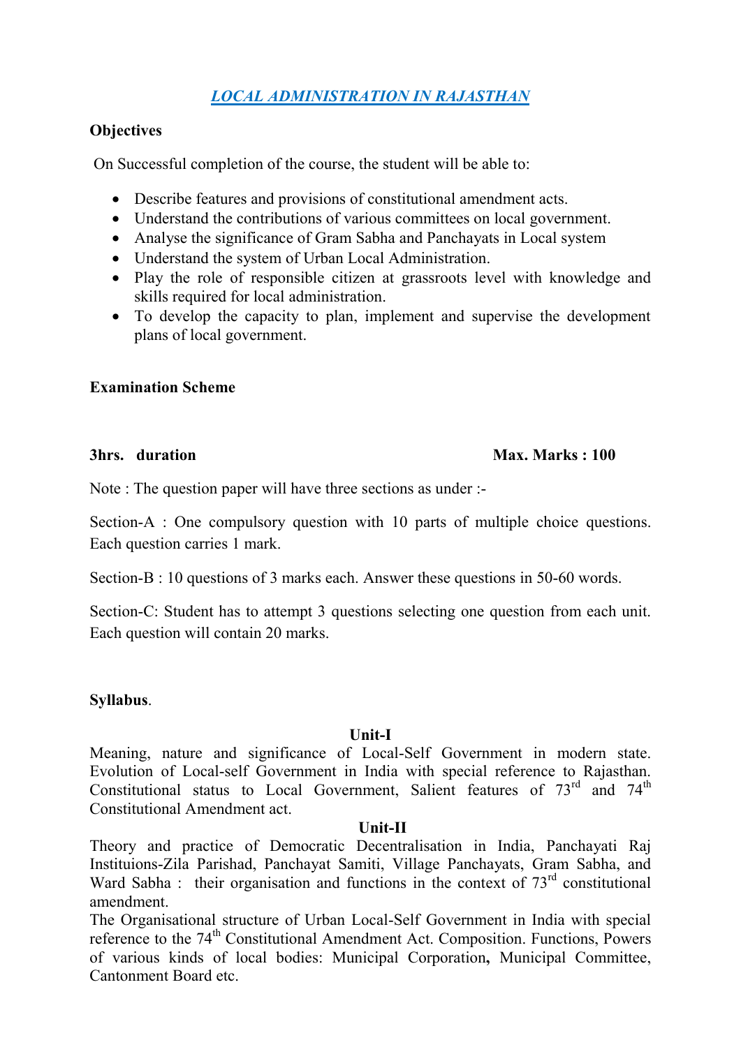# *LOCAL ADMINISTRATION IN RAJASTHAN*

**Objectives**

On Successful completion of the course, the student will be able to:

- Describe features and provisions of constitutional amendment acts.
- Understand the contributions of various committees on local government.
- Analyse the significance of Gram Sabha and Panchayats in Local system
- Understand the system of Urban Local Administration.
- Play the role of responsible citizen at grassroots level with knowledge and skills required for local administration.
- To develop the capacity to plan, implement and supervise the development plans of local government.

**Examination Scheme**

**3hrs. duration** **Max. Marks : 100**

Note : The question paper will have three sections as under :-

Section-A : One compulsory question with 10 parts of multiple choice questions. Each question carries 1 mark.

Section-B : 10 questions of 3 marks each. Answer these questions in 50-60 words.

Section-C: Student has to attempt 3 questions selecting one question from each unit. Each question will contain 20 marks.

**Syllabus**.

**Unit-I**

Meaning, nature and significance of Local-Self Government in modern state. Evolution of Local-self Government in India with special reference to Rajasthan. Constitutional status to Local Government, Salient features of 73rd and 74th Constitutional Amendment act.

**Unit-II**

Theory and practice of Democratic Decentralisation in India, Panchayati Raj Instituions-Zila Parishad, Panchayat Samiti, Village Panchayats, Gram Sabha, and Ward Sabha : their organisation and functions in the context of 73rd constitutional amendment.

The Organisational structure of Urban Local-Self Government in India with special reference to the 74th Constitutional Amendment Act. Composition. Functions, Powers of various kinds of local bodies: Municipal Corporation**,** Municipal Committee, Cantonment Board etc.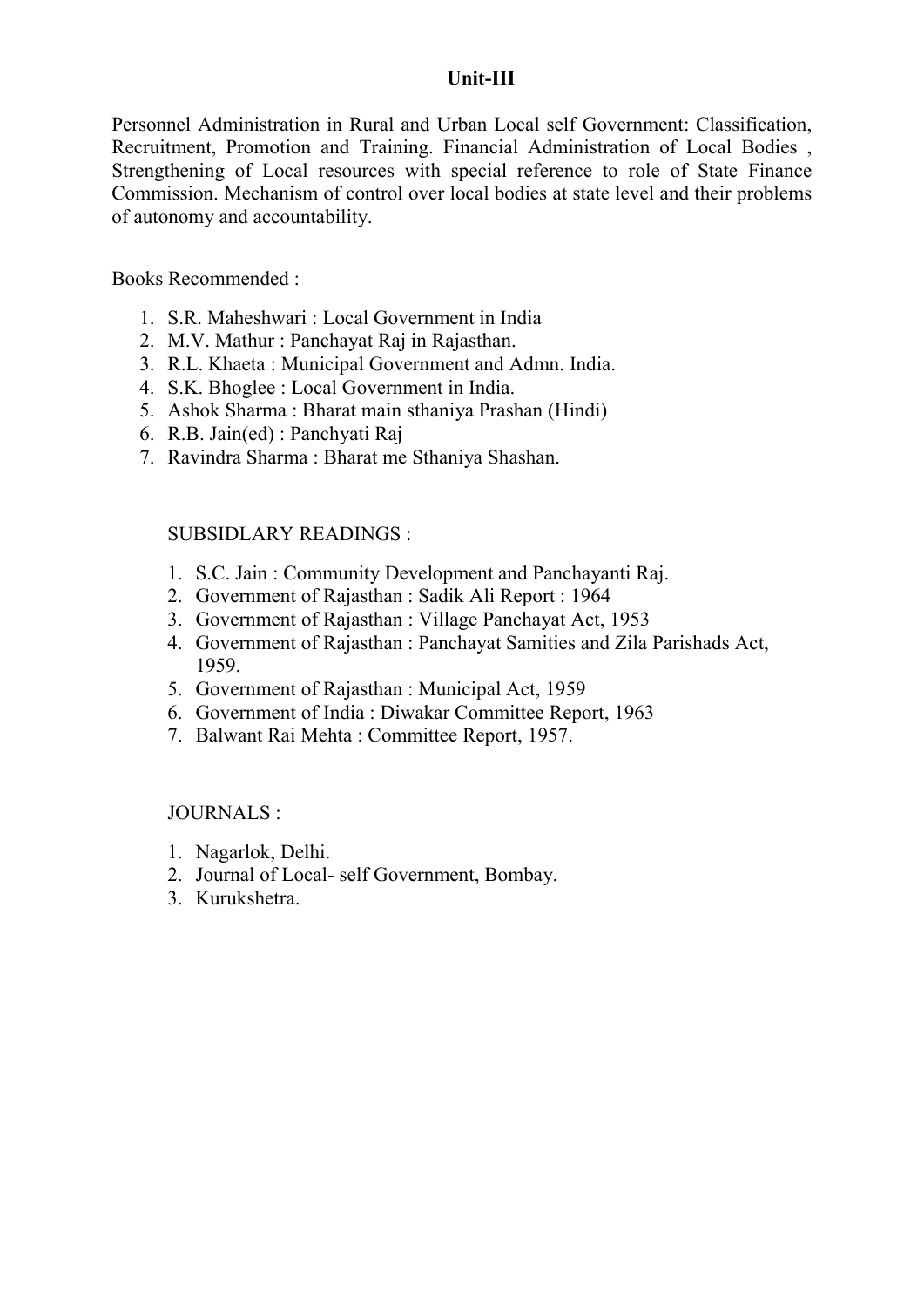**Unit-III**

Personnel Administration in Rural and Urban Local self Government: Classification, Recruitment, Promotion and Training. Financial Administration of Local Bodies , Strengthening of Local resources with special reference to role of State Finance Commission. Mechanism of control over local bodies at state level and their problems of autonomy and accountability.

Books Recommended :

1. S.R. Maheshwari : Local Government in India
2. M.V. Mathur : Panchayat Raj in Rajasthan.
3. R.L. Khaeta : Municipal Government and Admn. India.
4. S.K. Bhoglee : Local Government in India.
5. Ashok Sharma : Bharat main sthaniya Prashan (Hindi)
6. R.B. Jain(ed) : Panchyati Raj
7. Ravindra Sharma : Bharat me Sthaniya Shashan.

SUBSIDLARY READINGS :

1. S.C. Jain : Community Development and Panchayanti Raj.
2. Government of Rajasthan : Sadik Ali Report : 1964
3. Government of Rajasthan : Village Panchayat Act, 1953
4. Government of Rajasthan : Panchayat Samities and Zila Parishads Act, 1959.
5. Government of Rajasthan : Municipal Act, 1959
6. Government of India : Diwakar Committee Report, 1963
7. Balwant Rai Mehta : Committee Report, 1957.

JOURNALS :

1. Nagarlok, Delhi.
2. Journal of Local- self Government, Bombay.
3. Kurukshetra.